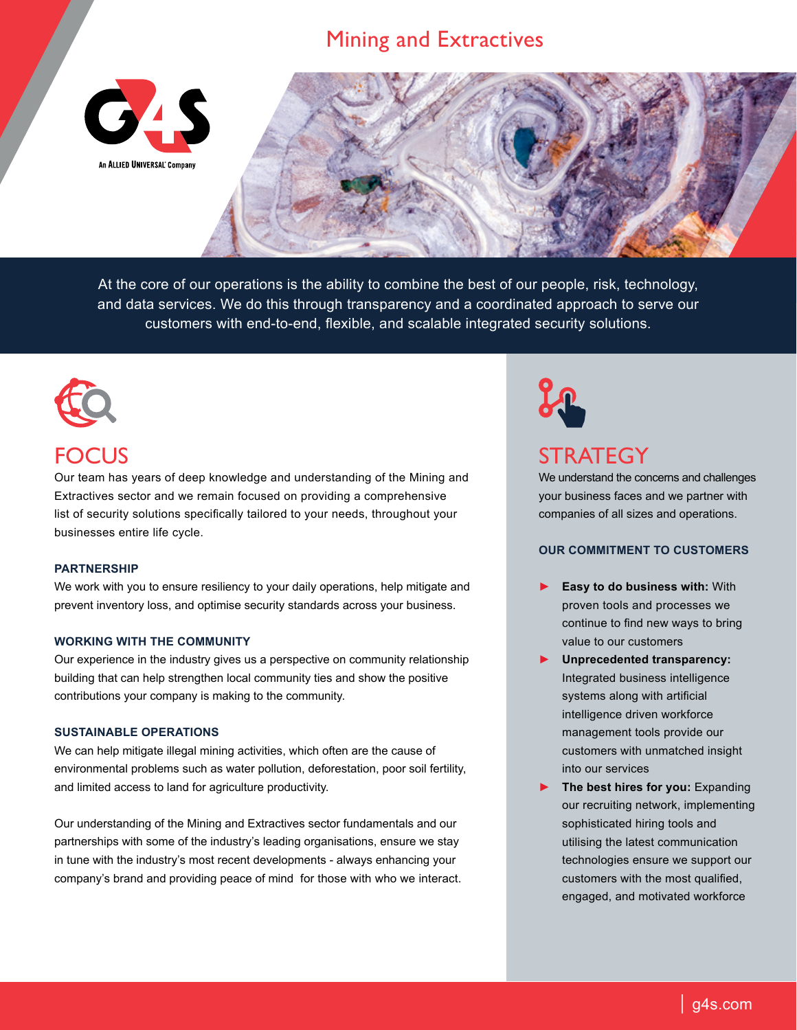# Mining and Extractives

At the core of our operations is the ability to combine the best of our people, risk, technology, and data services. We do this through transparency and a coordinated approach to serve our customers with end-to-end, flexible, and scalable integrated security solutions.

## FOCUS

Our team has years of deep knowledge and understanding of the Mining and Extractives sector and we remain focused on providing a comprehensive list of security solutions specifically tailored to your needs, throughout your businesses entire life cycle.

### PARTNERSHIP

We work with you to ensure resiliency to your daily operations, help mitigate and prevent inventory loss, and optimise security standards across your business.

### WORKING WITH THE COMMUNITY

Our experience in the industry gives us a perspective on community relationship building that can help strengthen local community ties and show the positive contributions your company is making to the community.

### SUSTAINABLE OPERATIONS

We can help mitigate illegal mining activities, which often are the cause of environmental problems such as water pollution, deforestation, poor soil fertility, and limited access to land for agriculture productivity.

Our understanding of the Mining and Extractives sector fundamentals and our partnerships with some of the industry's leading organisations, ensure we stay in tune with the industry's most recent developments - always enhancing your company's brand and providing peace of mind for those with who we interact.

## STRATEGY

We understand the concerns and challenges your business faces and we partner with companies of all sizes and operations.

### OUR COMMITMENT TO CUSTOMERS

- **Easy to do business with:** With proven tools and processes we continue to find new ways to bring value to our customers
- **Unprecedented transparency:** Integrated business intelligence systems along with artificial intelligence driven workforce management tools provide our customers with unmatched insight into our services
- **The best hires for you:** Expanding our recruiting network, implementing sophisticated hiring tools and utilising the latest communication technologies ensure we support our customers with the most qualified, engaged, and motivated workforce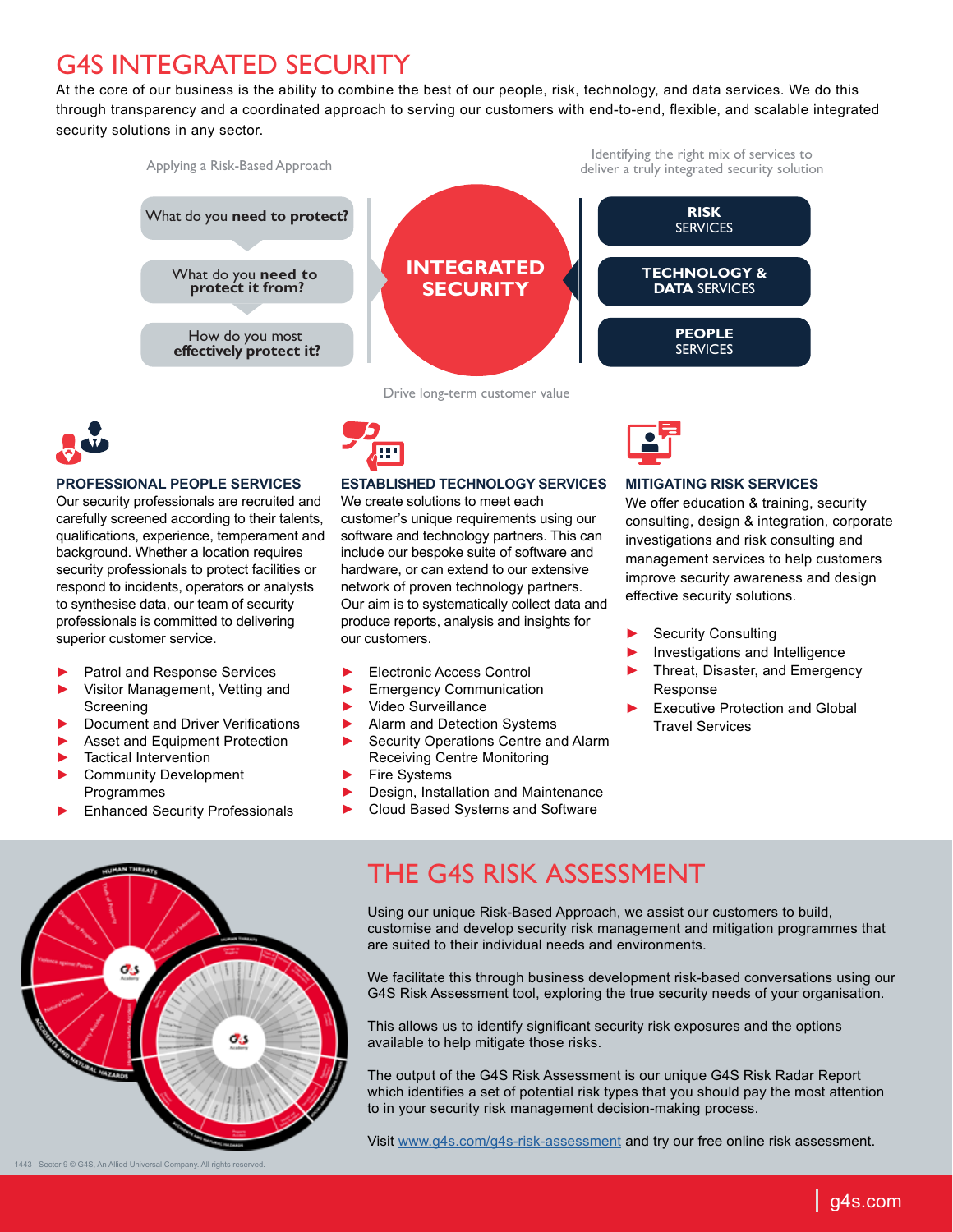# G4S INTEGRATED SECURITY

At the core of our business is the ability to combine the best of our people, risk, technology, and data services. We do this through transparency and a coordinated approach to serving our customers with end-to-end, flexible, and scalable integrated security solutions in any sector.

Applying a Risk-Based Approach

What do you **need to protect?**

What do you **need to protect it from?**

How do you most **effectively protect it?**

**INTEGRATED SECURITY**

Identifying the right mix of services to deliver a truly integrated security solution

**RISK** SERVICES

**TECHNOLOGY & DATA** SERVICES

**PEOPLE** SERVICES

Drive long-term customer value

### PROFESSIONAL PEOPLE SERVICES

Our security professionals are recruited and carefully screened according to their talents, qualifications, experience, temperament and background. Whether a location requires security professionals to protect facilities or respond to incidents, operators or analysts to synthesise data, our team of security professionals is committed to delivering superior customer service.

- Patrol and Response Services
- Visitor Management, Vetting and Screening
- Document and Driver Verifications
- Asset and Equipment Protection
- Tactical Intervention
- Community Development Programmes
- Enhanced Security Professionals

### ESTABLISHED TECHNOLOGY SERVICES

We create solutions to meet each customer's unique requirements using our software and technology partners. This can include our bespoke suite of software and hardware, or can extend to our extensive network of proven technology partners. Our aim is to systematically collect data and produce reports, analysis and insights for our customers.

- Electronic Access Control
- Emergency Communication
- Video Surveillance
- Alarm and Detection Systems
- Security Operations Centre and Alarm Receiving Centre Monitoring
- Fire Systems
- Design, Installation and Maintenance
- Cloud Based Systems and Software

### MITIGATING RISK SERVICES

We offer education & training, security consulting, design & integration, corporate investigations and risk consulting and management services to help customers improve security awareness and design effective security solutions.

- Security Consulting
- Investigations and Intelligence
- Threat, Disaster, and Emergency Response
- Executive Protection and Global Travel Services

## THE G4S RISK ASSESSMENT

Using our unique Risk-Based Approach, we assist our customers to build, customise and develop security risk management and mitigation programmes that are suited to their individual needs and environments.

We facilitate this through business development risk-based conversations using our G4S Risk Assessment tool, exploring the true security needs of your organisation.

This allows us to identify significant security risk exposures and the options available to help mitigate those risks.

The output of the G4S Risk Assessment is our unique G4S Risk Radar Report which identifies a set of potential risk types that you should pay the most attention to in your security risk management decision-making process.

Visit www.g4s.com/g4s-risk-assessment and try our free online risk assessment.

1443 - Sector 9 © G4S, An Allied Universal Company. All rights reserved.

g4s.com